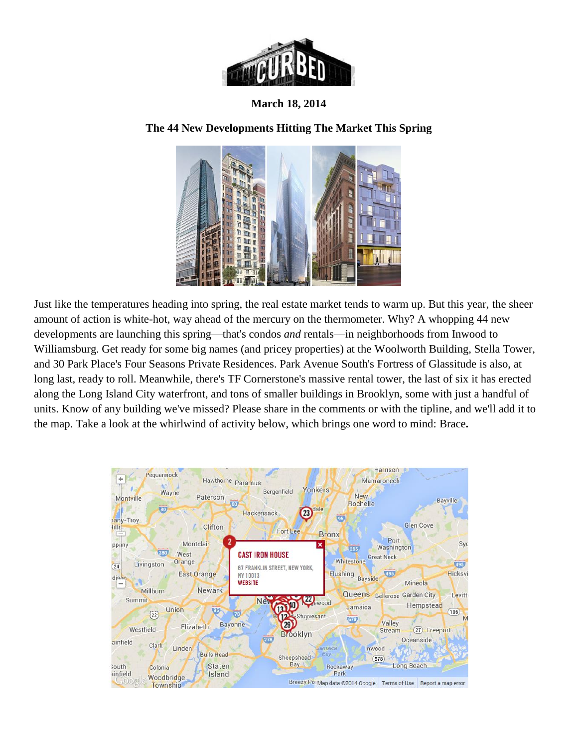March 18, 2014

**The 44 New Developments Hitting The Market This Spring**

Just like the temperatures heading into spring, the real estate market tends to warm up. But this year, the sheer amount of action is white-hot, way ahead of the mercury on the thermometer. Why? A whopping 44 new developments are launching this spring—that's condos *and* rentals—in neighborhoods from Inwood to Williamsburg. Get ready for some big names (and pricey properties) at the Woolworth Building, Stella Tower, and 30 Park Place's Four Seasons Private Residences. Park Avenue South's Fortress of Glassitude is also, at long last, ready to roll. Meanwhile, there's TF Cornerstone's massive rental tower, the last of six it has erected along the Long Island City waterfront, and tons of smaller buildings in Brooklyn, some with just a handful of units. Know of any building we've missed? Please share in the comments or with the tipline, and we'll add it to the map. Take a look at the whirlwind of activity below, which brings one word to mind: Brace**.**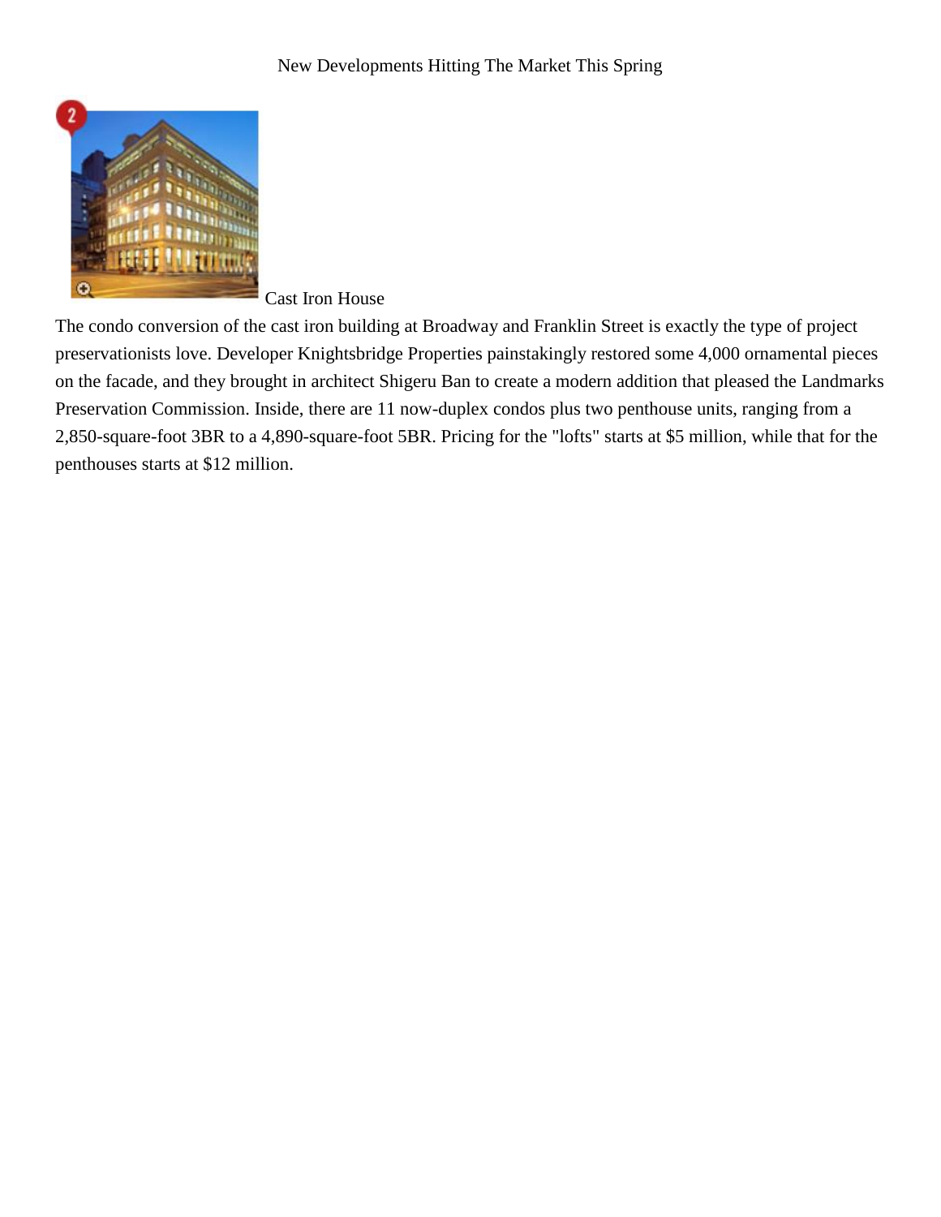New Developments Hitting The Market This Spring

Cast Iron House

The condo conversion of the cast iron building at Broadway and Franklin Street is exactly the type of project preservationists love. Developer Knightsbridge Properties painstakingly restored some 4,000 ornamental pieces on the facade, and they brought in architect Shigeru Ban to create a modern addition that pleased the Landmarks Preservation Commission. Inside, there are 11 now-duplex condos plus two penthouse units, ranging from a 2,850-square-foot 3BR to a 4,890-square-foot 5BR. Pricing for the "lofts" starts at $5 million, while that for the penthouses starts at $12 million.